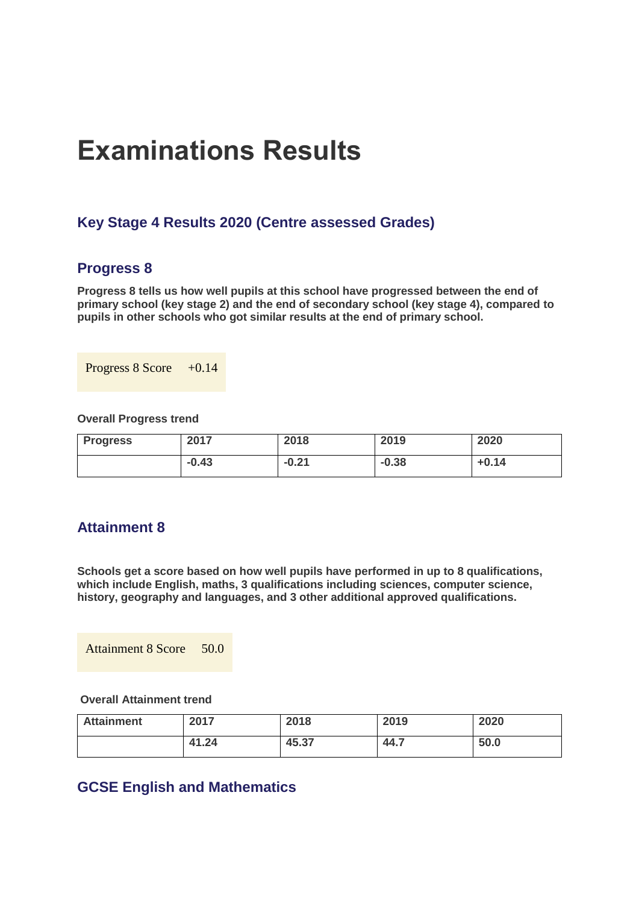# Examinations Results

### Key Stage 4 Results 2020 (Centre assessed Grades)

### Progress 8

**Progress 8 tells us how well pupils at this school have progressed between the end of primary school (key stage 2) and the end of secondary school (key stage 4), compared to pupils in other schools who got similar results at the end of primary school.**

| Progress 8 Score | +0.14 |
|---|---|

**Overall Progress trend**

| Progress | 2017 | 2018 | 2019 | 2020 |
|---|---|---|---|---|
| | -0.43 | -0.21 | -0.38 | +0.14 |

### Attainment 8

**Schools get a score based on how well pupils have performed in up to 8 qualifications, which include English, maths, 3 qualifications including sciences, computer science, history, geography and languages, and 3 other additional approved qualifications.**

| Attainment 8 Score | 50.0 |
|---|---|

**Overall Attainment trend**

| Attainment | 2017 | 2018 | 2019 | 2020 |
|---|---|---|---|---|
| | 41.24 | 45.37 | 44.7 | 50.0 |

### GCSE English and Mathematics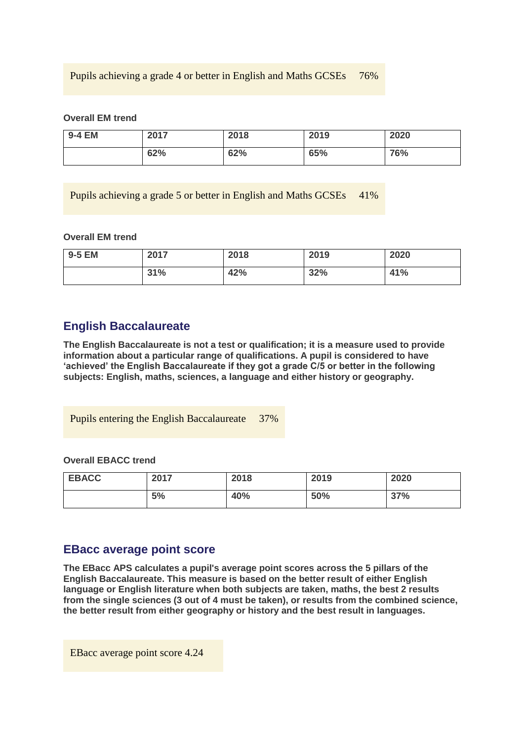| Pupils achieving a grade 4 or better in English and Maths GCSEs | 76% |
|---|---|

**Overall EM trend**

| 9-4 EM | 2017 | 2018 | 2019 | 2020 |
|---|---|---|---|---|
| | 62% | 62% | 65% | 76% |

| Pupils achieving a grade 5 or better in English and Maths GCSEs | 41% |
|---|---|

**Overall EM trend**

| 9-5 EM | 2017 | 2018 | 2019 | 2020 |
|---|---|---|---|---|
| | 31% | 42% | 32% | 41% |

## English Baccalaureate

**The English Baccalaureate is not a test or qualification; it is a measure used to provide information about a particular range of qualifications. A pupil is considered to have 'achieved' the English Baccalaureate if they got a grade C/5 or better in the following subjects: English, maths, sciences, a language and either history or geography.**

| Pupils entering the English Baccalaureate | 37% |
|---|---|

**Overall EBACC trend**

| EBACC | 2017 | 2018 | 2019 | 2020 |
|---|---|---|---|---|
| | 5% | 40% | 50% | 37% |

## EBacc average point score

**The EBacc APS calculates a pupil's average point scores across the 5 pillars of the English Baccalaureate. This measure is based on the better result of either English language or English literature when both subjects are taken, maths, the best 2 results from the single sciences (3 out of 4 must be taken), or results from the combined science, the better result from either geography or history and the best result in languages.**

| EBacc average point score | 4.24 |
|---|---|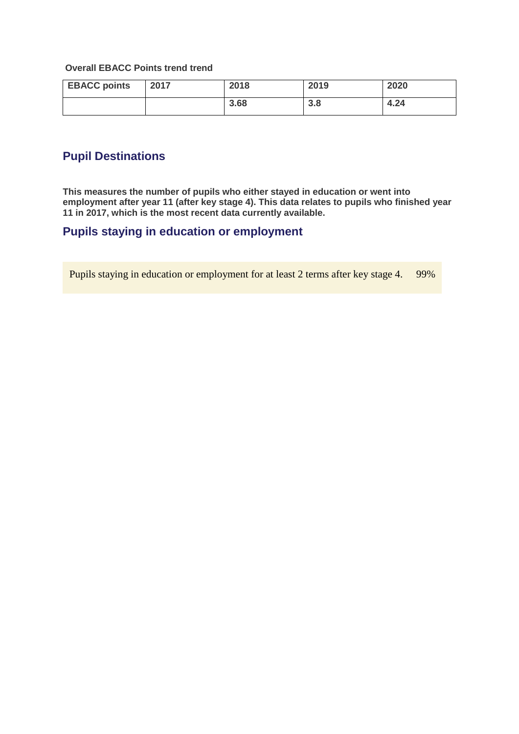**Overall EBACC Points trend trend**

| EBACC points | 2017 | 2018 | 2019 | 2020 |
|---|---|---|---|---|
| | | 3.68 | 3.8 | 4.24 |

## Pupil Destinations

**This measures the number of pupils who either stayed in education or went into employment after year 11 (after key stage 4). This data relates to pupils who finished year 11 in 2017, which is the most recent data currently available.**

## Pupils staying in education or employment

| | |
|---|---|
| Pupils staying in education or employment for at least 2 terms after key stage 4. | 99% |